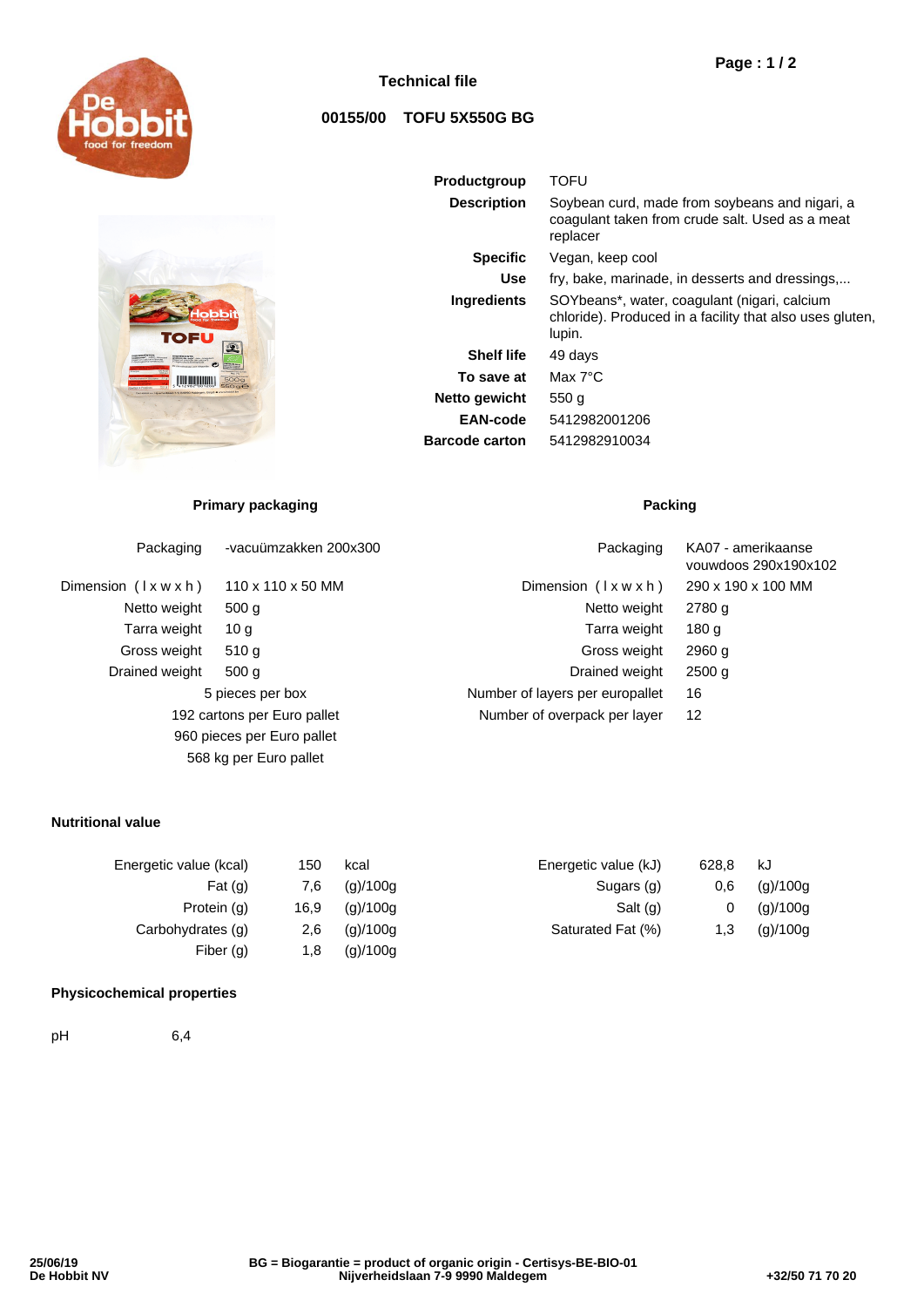# Technical file

## 00155/00 TOFU 5X550G BG

| | |
|---|---|
| **Productgroup** | TOFU |
| **Description** | Soybean curd, made from soybeans and nigari, a coagulant taken from crude salt. Used as a meat replacer |
| **Specific** | Vegan, keep cool |
| **Use** | fry, bake, marinade, in desserts and dressings,... |
| **Ingredients** | SOYbeans*, water, coagulant (nigari, calcium chloride). Produced in a facility that also uses gluten, lupin. |
| **Shelf life** | 49 days |
| **To save at** | Max 7°C |
| **Netto gewicht** | 550 g |
| **EAN-code** | 5412982001206 |
| **Barcode carton** | 5412982910034 |

### Primary packaging

| | |
|---|---|
| Packaging | -vacuümzakken 200x300 |
| Dimension ( l x w x h ) | 110 x 110 x 50 MM |
| Netto weight | 500 g |
| Tarra weight | 10 g |
| Gross weight | 510 g |
| Drained weight | 500 g |

5 pieces per box

192 cartons per Euro pallet

960 pieces per Euro pallet

568 kg per Euro pallet

### Packing

| | |
|---|---|
| Packaging | KA07 - amerikaanse vouwdoos 290x190x102 |
| Dimension ( l x w x h ) | 290 x 190 x 100 MM |
| Netto weight | 2780 g |
| Tarra weight | 180 g |
| Gross weight | 2960 g |
| Drained weight | 2500 g |
| Number of layers per europallet | 16 |
| Number of overpack per layer | 12 |

### Nutritional value

| | | |
|---|---|---|
| Energetic value (kcal) | 150 | kcal |
| Fat (g) | 7,6 | (g)/100g |
| Protein (g) | 16,9 | (g)/100g |
| Carbohydrates (g) | 2,6 | (g)/100g |
| Fiber (g) | 1,8 | (g)/100g |
| Energetic value (kJ) | 628,8 | kJ |
| Sugars (g) | 0,6 | (g)/100g |
| Salt (g) | 0 | (g)/100g |
| Saturated Fat (%) | 1,3 | (g)/100g |

### Physicochemical properties

| | |
|---|---|
| pH | 6,4 |

25/06/19
De Hobbit NV

BG = Biogarantie = product of organic origin - Certisys-BE-BIO-01
Nijverheidslaan 7-9 9990 Maldegem

+32/50 71 70 20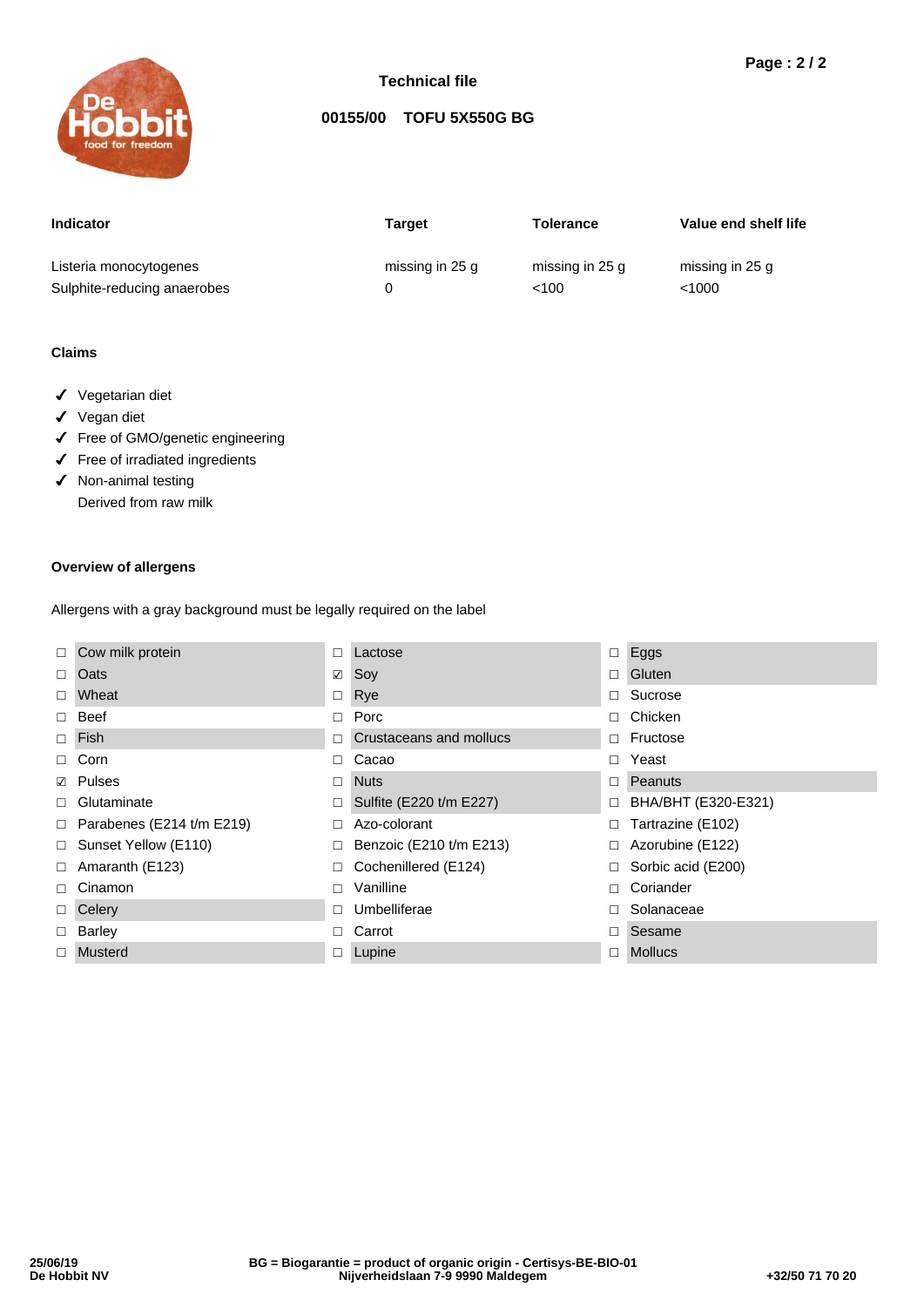Technical file

**00155/00 TOFU 5X550G BG**

| Indicator | Target | Tolerance | Value end shelf life |
|---|---|---|---|
| Listeria monocytogenes | missing in 25 g | missing in 25 g | missing in 25 g |
| Sulphite-reducing anaerobes | 0 | <100 | <1000 |

**Claims**

- ✓ Vegetarian diet
- ✓ Vegan diet
- ✓ Free of GMO/genetic engineering
- ✓ Free of irradiated ingredients
- ✓ Non-animal testing
- Derived from raw milk

**Overview of allergens**

Allergens with a gray background must be legally required on the label

| | | | | | |
|---|---|---|---|---|---|
| ☐ | Cow milk protein | ☐ | Lactose | ☐ | Eggs |
| ☐ | Oats | ☑ | Soy | ☐ | Gluten |
| ☐ | Wheat | ☐ | Rye | ☐ | Sucrose |
| ☐ | Beef | ☐ | Porc | ☐ | Chicken |
| ☐ | Fish | ☐ | Crustaceans and mollucs | ☐ | Fructose |
| ☐ | Corn | ☐ | Cacao | ☐ | Yeast |
| ☑ | Pulses | ☐ | Nuts | ☐ | Peanuts |
| ☐ | Glutaminate | ☐ | Sulfite (E220 t/m E227) | ☐ | BHA/BHT (E320-E321) |
| ☐ | Parabenes (E214 t/m E219) | ☐ | Azo-colorant | ☐ | Tartrazine (E102) |
| ☐ | Sunset Yellow (E110) | ☐ | Benzoic (E210 t/m E213) | ☐ | Azorubine (E122) |
| ☐ | Amaranth (E123) | ☐ | Cochenillered (E124) | ☐ | Sorbic acid (E200) |
| ☐ | Cinamon | ☐ | Vanilline | ☐ | Coriander |
| ☐ | Celery | ☐ | Umbelliferae | ☐ | Solanaceae |
| ☐ | Barley | ☐ | Carrot | ☐ | Sesame |
| ☐ | Musterd | ☐ | Lupine | ☐ | Mollucs |

25/06/19
De Hobbit NV

BG = Biogarantie = product of organic origin - Certisys-BE-BIO-01
Nijverheidslaan 7-9 9990 Maldegem

+32/50 71 70 20